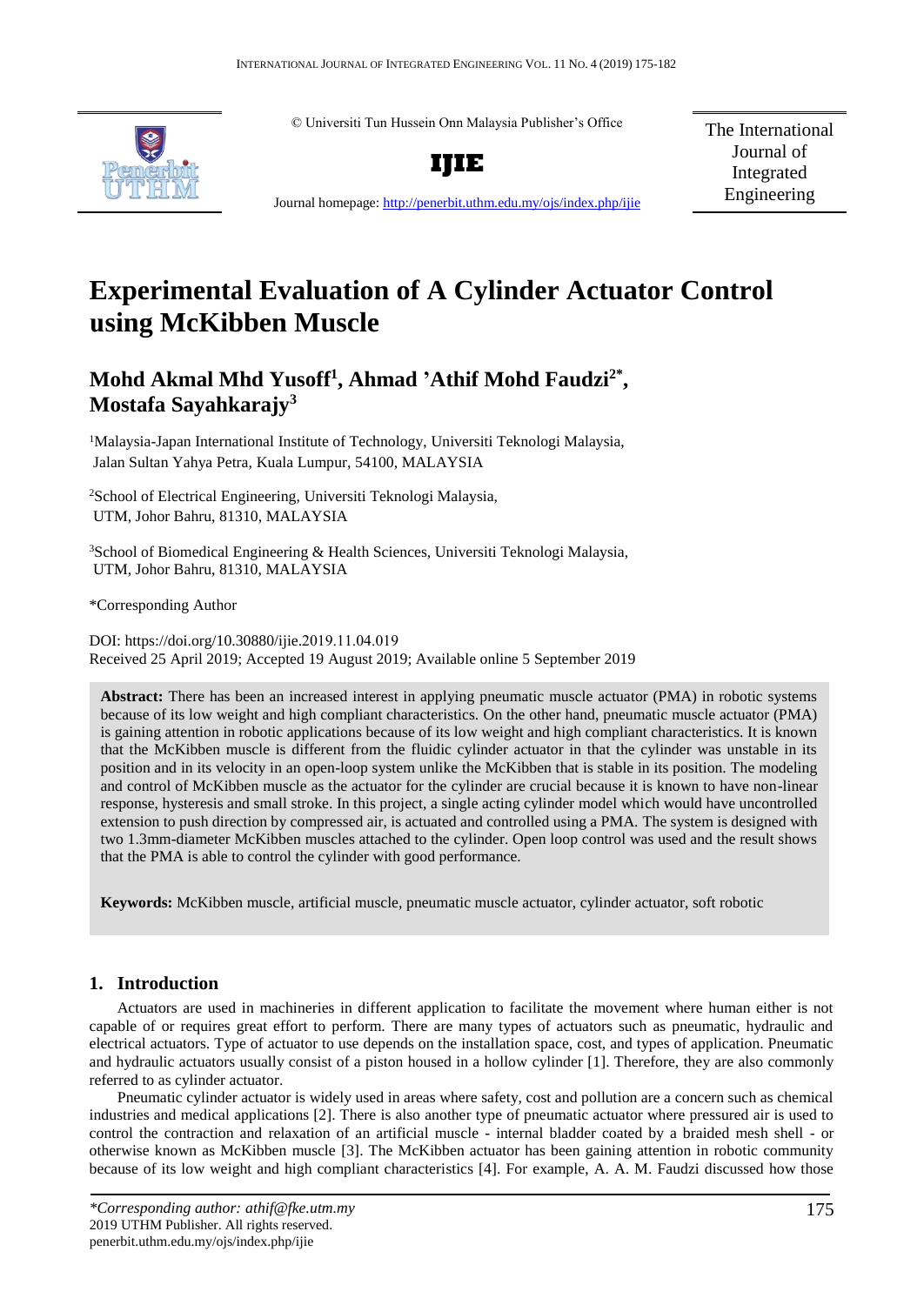© Universiti Tun Hussein Onn Malaysia Publisher's Office

**IJIE**

Journal homepage: http://penerbit.uthm.edu.my/ojs/index.php/ijie

The International Journal of Integrated Engineering

# Experimental Evaluation of A Cylinder Actuator Control using McKibben Muscle

## Mohd Akmal Mhd Yusoff[1], Ahmad 'Athif Mohd Faudzi[2*], Mostafa Sayahkarajy[3]

[1]Malaysia-Japan International Institute of Technology, Universiti Teknologi Malaysia, Jalan Sultan Yahya Petra, Kuala Lumpur, 54100, MALAYSIA

[2]School of Electrical Engineering, Universiti Teknologi Malaysia, UTM, Johor Bahru, 81310, MALAYSIA

[3]School of Biomedical Engineering & Health Sciences, Universiti Teknologi Malaysia, UTM, Johor Bahru, 81310, MALAYSIA

*Corresponding Author

DOI: https://doi.org/10.30880/ijie.2019.11.04.019
Received 25 April 2019; Accepted 19 August 2019; Available online 5 September 2019

**Abstract:** There has been an increased interest in applying pneumatic muscle actuator (PMA) in robotic systems because of its low weight and high compliant characteristics. On the other hand, pneumatic muscle actuator (PMA) is gaining attention in robotic applications because of its low weight and high compliant characteristics. It is known that the McKibben muscle is different from the fluidic cylinder actuator in that the cylinder was unstable in its position and in its velocity in an open-loop system unlike the McKibben that is stable in its position. The modeling and control of McKibben muscle as the actuator for the cylinder are crucial because it is known to have non-linear response, hysteresis and small stroke. In this project, a single acting cylinder model which would have uncontrolled extension to push direction by compressed air, is actuated and controlled using a PMA. The system is designed with two 1.3mm-diameter McKibben muscles attached to the cylinder. Open loop control was used and the result shows that the PMA is able to control the cylinder with good performance.

**Keywords:** McKibben muscle, artificial muscle, pneumatic muscle actuator, cylinder actuator, soft robotic

## 1. Introduction

Actuators are used in machineries in different application to facilitate the movement where human either is not capable of or requires great effort to perform. There are many types of actuators such as pneumatic, hydraulic and electrical actuators. Type of actuator to use depends on the installation space, cost, and types of application. Pneumatic and hydraulic actuators usually consist of a piston housed in a hollow cylinder [1]. Therefore, they are also commonly referred to as cylinder actuator.

Pneumatic cylinder actuator is widely used in areas where safety, cost and pollution are a concern such as chemical industries and medical applications [2]. There is also another type of pneumatic actuator where pressured air is used to control the contraction and relaxation of an artificial muscle - internal bladder coated by a braided mesh shell - or otherwise known as McKibben muscle [3]. The McKibben actuator has been gaining attention in robotic community because of its low weight and high compliant characteristics [4]. For example, A. A. M. Faudzi discussed how those

*\*Corresponding author: athif@fke.utm.my*
2019 UTHM Publisher. All rights reserved.
penerbit.uthm.edu.my/ojs/index.php/ijie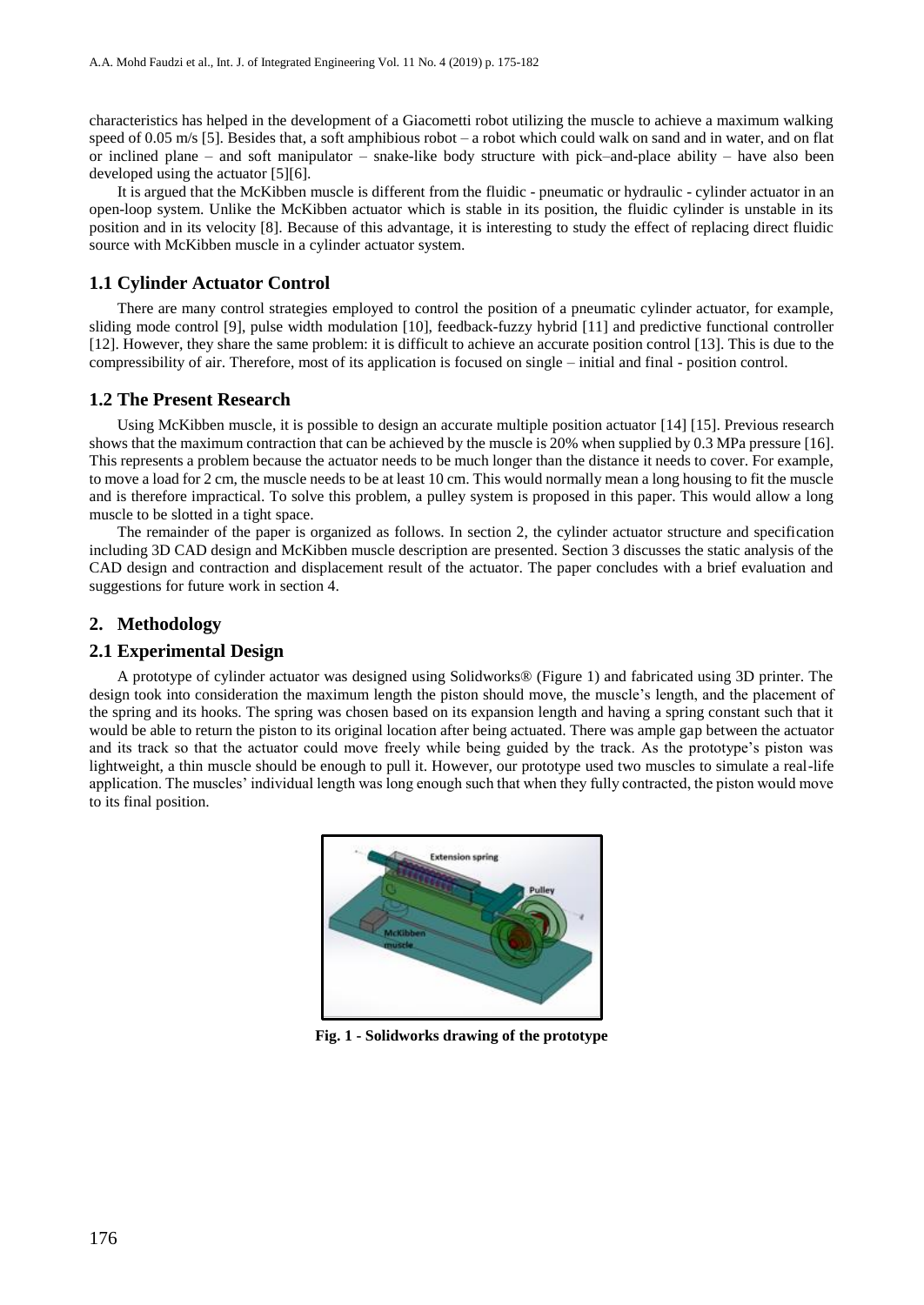characteristics has helped in the development of a Giacometti robot utilizing the muscle to achieve a maximum walking speed of 0.05 m/s [5]. Besides that, a soft amphibious robot – a robot which could walk on sand and in water, and on flat or inclined plane – and soft manipulator – snake-like body structure with pick–and-place ability – have also been developed using the actuator [5][6].

It is argued that the McKibben muscle is different from the fluidic - pneumatic or hydraulic - cylinder actuator in an open-loop system. Unlike the McKibben actuator which is stable in its position, the fluidic cylinder is unstable in its position and in its velocity [8]. Because of this advantage, it is interesting to study the effect of replacing direct fluidic source with McKibben muscle in a cylinder actuator system.

### 1.1 Cylinder Actuator Control

There are many control strategies employed to control the position of a pneumatic cylinder actuator, for example, sliding mode control [9], pulse width modulation [10], feedback-fuzzy hybrid [11] and predictive functional controller [12]. However, they share the same problem: it is difficult to achieve an accurate position control [13]. This is due to the compressibility of air. Therefore, most of its application is focused on single – initial and final - position control.

### 1.2 The Present Research

Using McKibben muscle, it is possible to design an accurate multiple position actuator [14] [15]. Previous research shows that the maximum contraction that can be achieved by the muscle is 20% when supplied by 0.3 MPa pressure [16]. This represents a problem because the actuator needs to be much longer than the distance it needs to cover. For example, to move a load for 2 cm, the muscle needs to be at least 10 cm. This would normally mean a long housing to fit the muscle and is therefore impractical. To solve this problem, a pulley system is proposed in this paper. This would allow a long muscle to be slotted in a tight space.

The remainder of the paper is organized as follows. In section 2, the cylinder actuator structure and specification including 3D CAD design and McKibben muscle description are presented. Section 3 discusses the static analysis of the CAD design and contraction and displacement result of the actuator. The paper concludes with a brief evaluation and suggestions for future work in section 4.

## 2. Methodology

### 2.1 Experimental Design

A prototype of cylinder actuator was designed using Solidworks® (Figure 1) and fabricated using 3D printer. The design took into consideration the maximum length the piston should move, the muscle's length, and the placement of the spring and its hooks. The spring was chosen based on its expansion length and having a spring constant such that it would be able to return the piston to its original location after being actuated. There was ample gap between the actuator and its track so that the actuator could move freely while being guided by the track. As the prototype's piston was lightweight, a thin muscle should be enough to pull it. However, our prototype used two muscles to simulate a real-life application. The muscles' individual length was long enough such that when they fully contracted, the piston would move to its final position.

**Fig. 1 - Solidworks drawing of the prototype**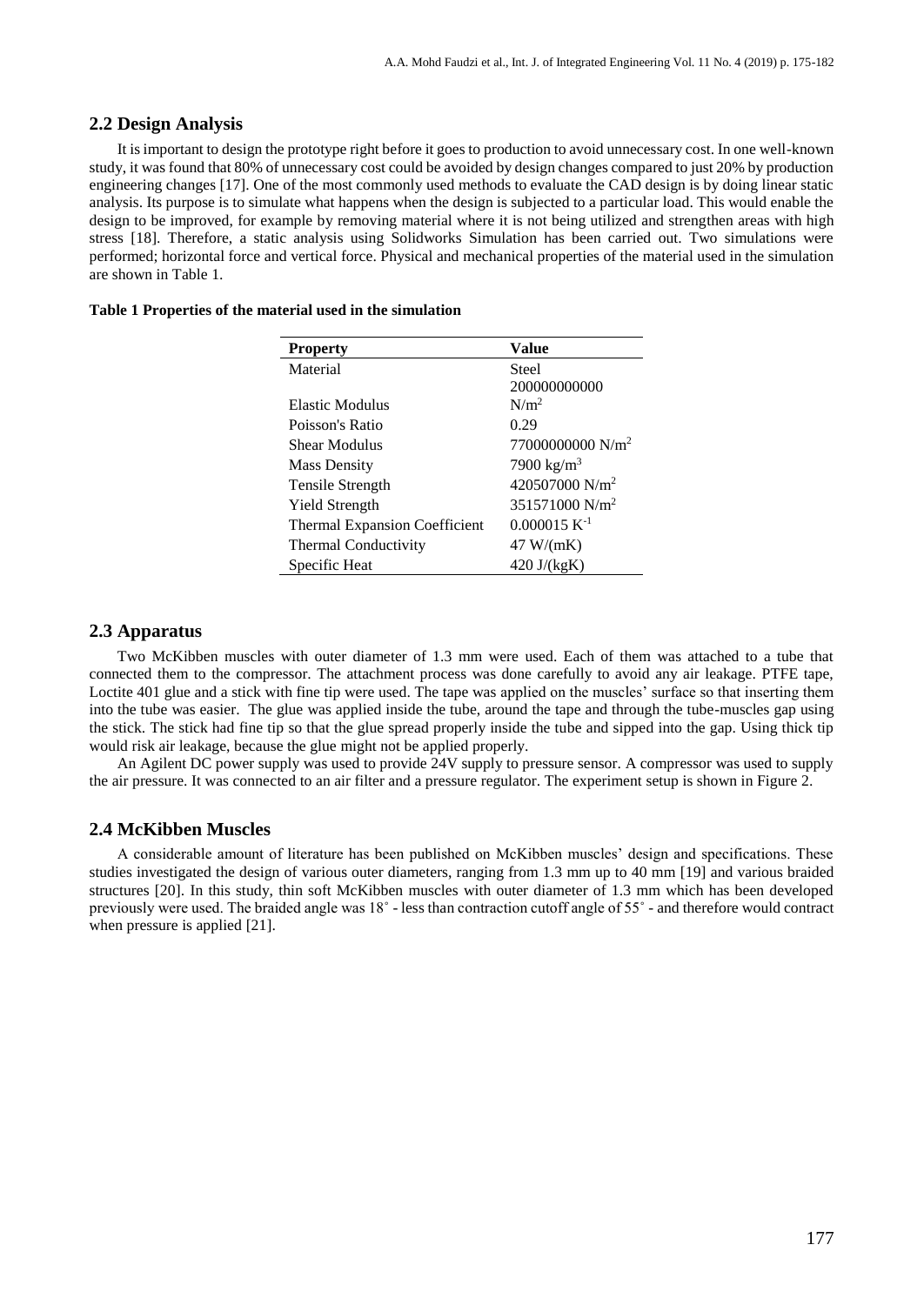## 2.2 Design Analysis

It is important to design the prototype right before it goes to production to avoid unnecessary cost. In one well-known study, it was found that 80% of unnecessary cost could be avoided by design changes compared to just 20% by production engineering changes [17]. One of the most commonly used methods to evaluate the CAD design is by doing linear static analysis. Its purpose is to simulate what happens when the design is subjected to a particular load. This would enable the design to be improved, for example by removing material where it is not being utilized and strengthen areas with high stress [18]. Therefore, a static analysis using Solidworks Simulation has been carried out. Two simulations were performed; horizontal force and vertical force. Physical and mechanical properties of the material used in the simulation are shown in Table 1.

**Table 1 Properties of the material used in the simulation**

| Property | Value |
|---|---|
| Material | Steel |
| Elastic Modulus | 200000000000 $N/m^2$ |
| Poisson's Ratio | 0.29 |
| Shear Modulus | 77000000000 $N/m^2$ |
| Mass Density | 7900 $kg/m^3$ |
| Tensile Strength | 420507000 $N/m^2$ |
| Yield Strength | 351571000 $N/m^2$ |
| Thermal Expansion Coefficient | 0.000015 $K^{-1}$ |
| Thermal Conductivity | 47 W/(mK) |
| Specific Heat | 420 J/(kgK) |

## 2.3 Apparatus

Two McKibben muscles with outer diameter of 1.3 mm were used. Each of them was attached to a tube that connected them to the compressor. The attachment process was done carefully to avoid any air leakage. PTFE tape, Loctite 401 glue and a stick with fine tip were used. The tape was applied on the muscles' surface so that inserting them into the tube was easier. The glue was applied inside the tube, around the tape and through the tube-muscles gap using the stick. The stick had fine tip so that the glue spread properly inside the tube and sipped into the gap. Using thick tip would risk air leakage, because the glue might not be applied properly.

An Agilent DC power supply was used to provide 24V supply to pressure sensor. A compressor was used to supply the air pressure. It was connected to an air filter and a pressure regulator. The experiment setup is shown in Figure 2.

## 2.4 McKibben Muscles

A considerable amount of literature has been published on McKibben muscles' design and specifications. These studies investigated the design of various outer diameters, ranging from 1.3 mm up to 40 mm [19] and various braided structures [20]. In this study, thin soft McKibben muscles with outer diameter of 1.3 mm which has been developed previously were used. The braided angle was 18˚ - less than contraction cutoff angle of 55˚ - and therefore would contract when pressure is applied [21].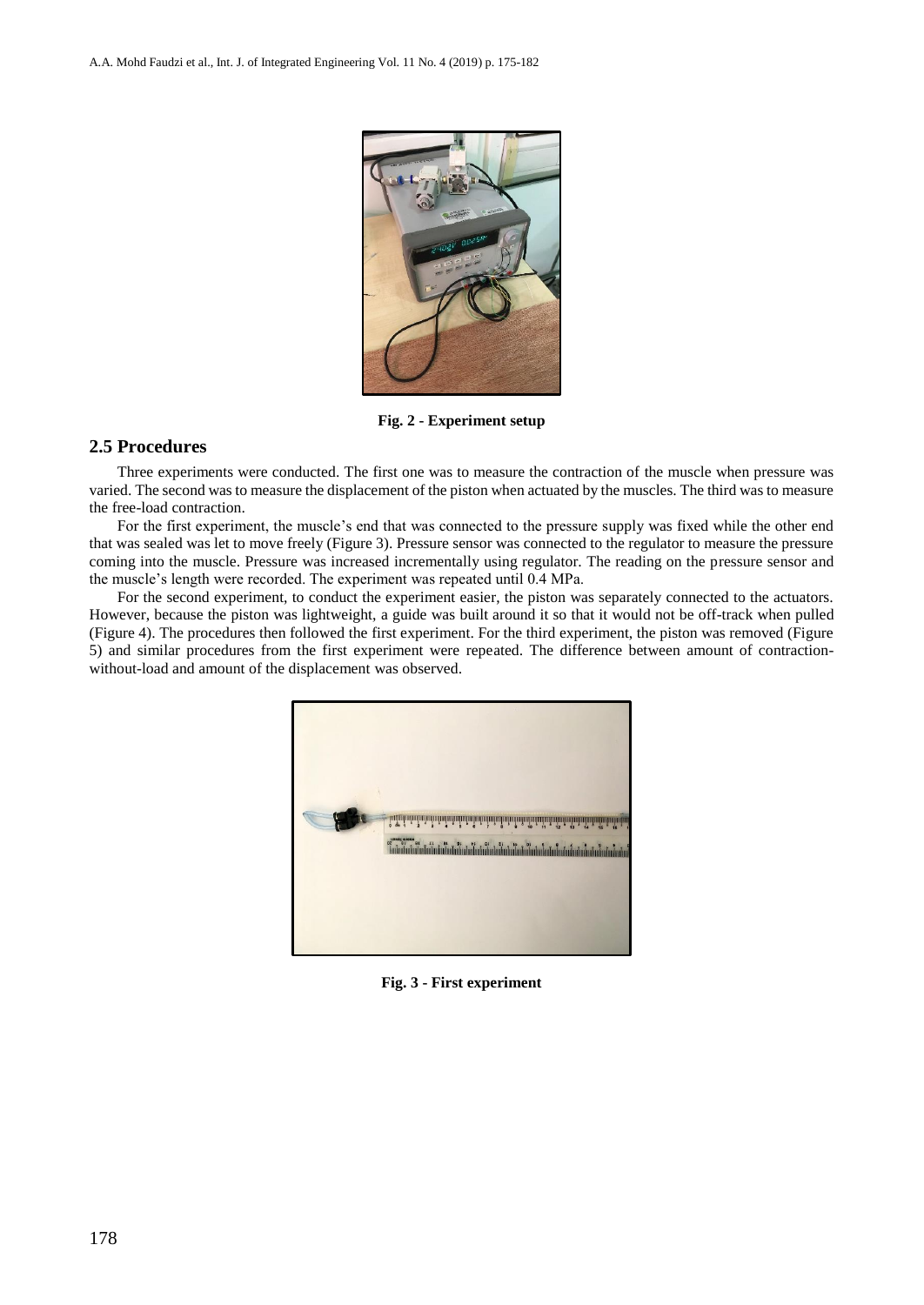Fig. 2 - Experiment setup

## 2.5 Procedures

Three experiments were conducted. The first one was to measure the contraction of the muscle when pressure was varied. The second was to measure the displacement of the piston when actuated by the muscles. The third was to measure the free-load contraction.

For the first experiment, the muscle's end that was connected to the pressure supply was fixed while the other end that was sealed was let to move freely (Figure 3). Pressure sensor was connected to the regulator to measure the pressure coming into the muscle. Pressure was increased incrementally using regulator. The reading on the pressure sensor and the muscle's length were recorded. The experiment was repeated until 0.4 MPa.

For the second experiment, to conduct the experiment easier, the piston was separately connected to the actuators. However, because the piston was lightweight, a guide was built around it so that it would not be off-track when pulled (Figure 4). The procedures then followed the first experiment. For the third experiment, the piston was removed (Figure 5) and similar procedures from the first experiment were repeated. The difference between amount of contraction-without-load and amount of the displacement was observed.

Fig. 3 - First experiment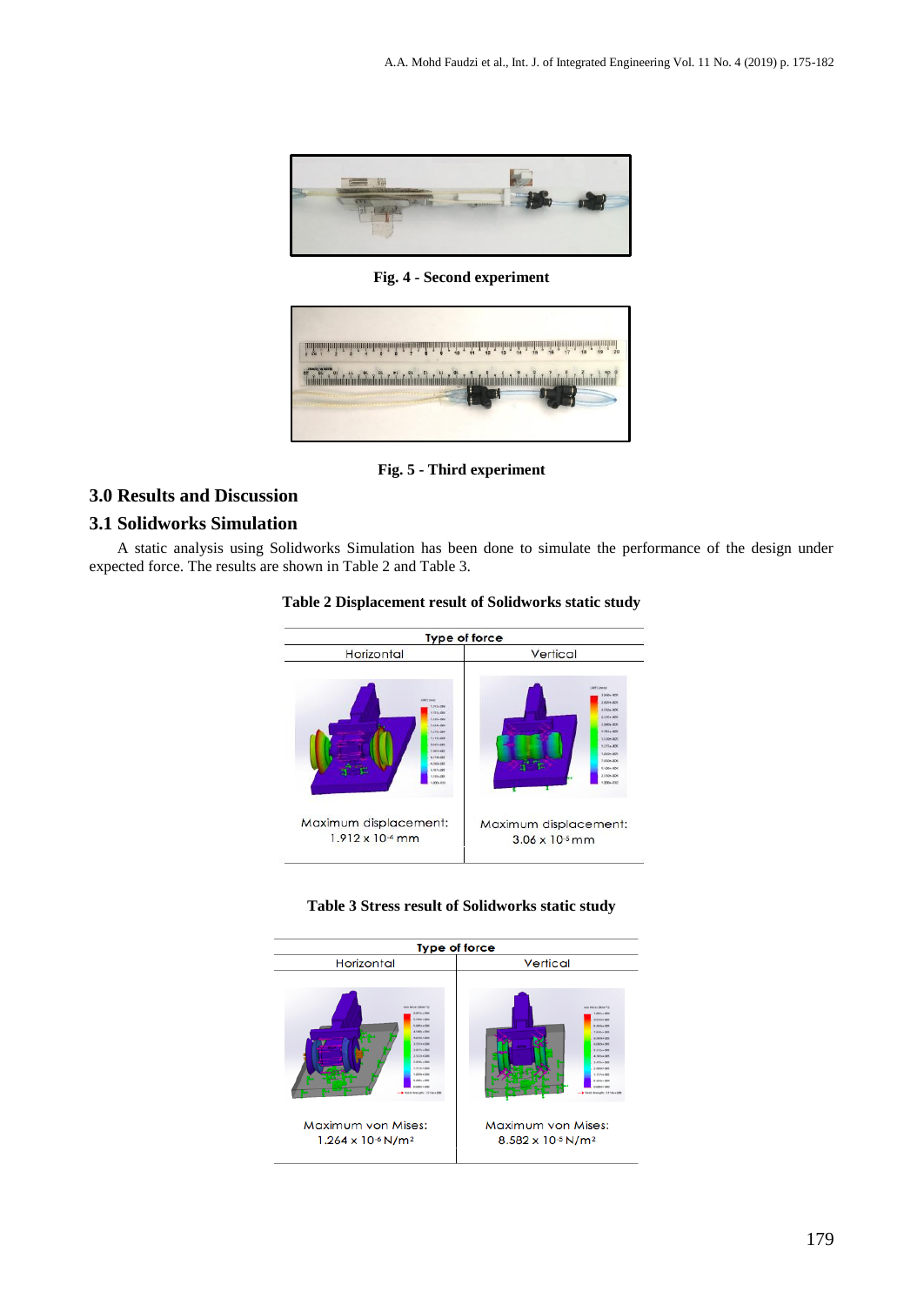Fig. 4 - Second experiment

Fig. 5 - Third experiment

## 3.0 Results and Discussion

### 3.1 Solidworks Simulation

A static analysis using Solidworks Simulation has been done to simulate the performance of the design under expected force. The results are shown in Table 2 and Table 3.

**Table 2 Displacement result of Solidworks static study**

| Type of force | |
|---|---|
| Horizontal | Vertical |
| | |
| Maximum displacement: $1.912 \times 10^{-4}$ mm | Maximum displacement: $3.06 \times 10^{-5}$ mm |

**Table 3 Stress result of Solidworks static study**

| Type of force | |
|---|---|
| Horizontal | Vertical |
| | |
| Maximum von Mises: $1.264 \times 10^{-6}$ N/m² | Maximum von Mises: $8.582 \times 10^{-5}$ N/m² |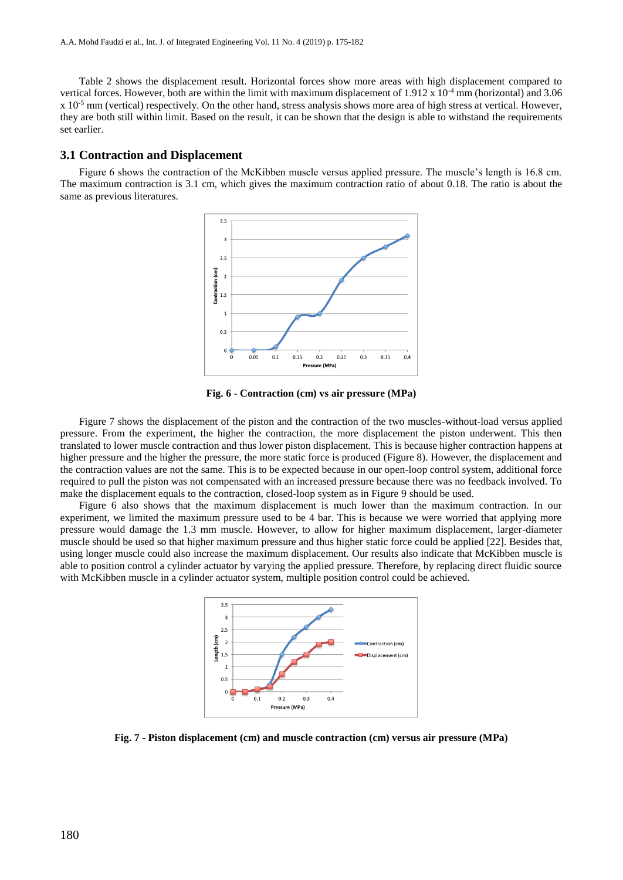Table 2 shows the displacement result. Horizontal forces show more areas with high displacement compared to vertical forces. However, both are within the limit with maximum displacement of $1.912 \times 10^{-4}$ mm (horizontal) and $3.06 \times 10^{-5}$ mm (vertical) respectively. On the other hand, stress analysis shows more area of high stress at vertical. However, they are both still within limit. Based on the result, it can be shown that the design is able to withstand the requirements set earlier.

### 3.1 Contraction and Displacement

Figure 6 shows the contraction of the McKibben muscle versus applied pressure. The muscle's length is 16.8 cm. The maximum contraction is 3.1 cm, which gives the maximum contraction ratio of about 0.18. The ratio is about the same as previous literatures.

**Fig. 6 - Contraction (cm) vs air pressure (MPa)**

Figure 7 shows the displacement of the piston and the contraction of the two muscles-without-load versus applied pressure. From the experiment, the higher the contraction, the more displacement the piston underwent. This then translated to lower muscle contraction and thus lower piston displacement. This is because higher contraction happens at higher pressure and the higher the pressure, the more static force is produced (Figure 8). However, the displacement and the contraction values are not the same. This is to be expected because in our open-loop control system, additional force required to pull the piston was not compensated with an increased pressure because there was no feedback involved. To make the displacement equals to the contraction, closed-loop system as in Figure 9 should be used.

Figure 6 also shows that the maximum displacement is much lower than the maximum contraction. In our experiment, we limited the maximum pressure used to be 4 bar. This is because we were worried that applying more pressure would damage the 1.3 mm muscle. However, to allow for higher maximum displacement, larger-diameter muscle should be used so that higher maximum pressure and thus higher static force could be applied [22]. Besides that, using longer muscle could also increase the maximum displacement. Our results also indicate that McKibben muscle is able to position control a cylinder actuator by varying the applied pressure. Therefore, by replacing direct fluidic source with McKibben muscle in a cylinder actuator system, multiple position control could be achieved.

**Fig. 7 - Piston displacement (cm) and muscle contraction (cm) versus air pressure (MPa)**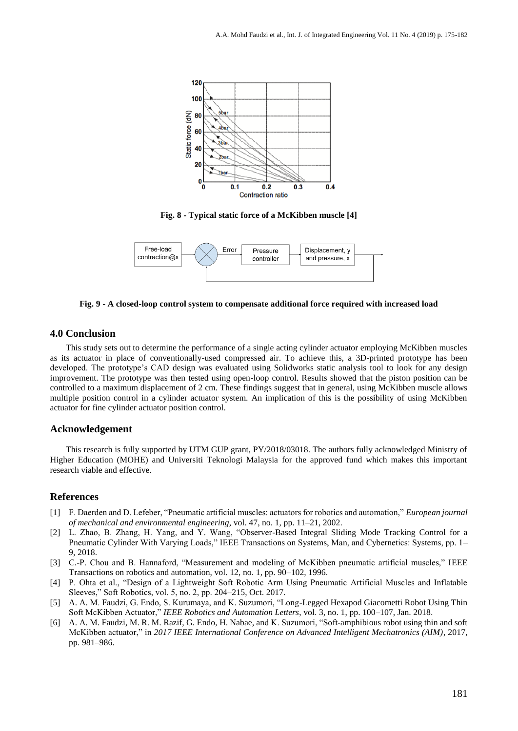Fig. 8 - Typical static force of a McKibben muscle [4]

Fig. 9 - A closed-loop control system to compensate additional force required with increased load

## 4.0 Conclusion

This study sets out to determine the performance of a single acting cylinder actuator employing McKibben muscles as its actuator in place of conventionally-used compressed air. To achieve this, a 3D-printed prototype has been developed. The prototype's CAD design was evaluated using Solidworks static analysis tool to look for any design improvement. The prototype was then tested using open-loop control. Results showed that the piston position can be controlled to a maximum displacement of 2 cm. These findings suggest that in general, using McKibben muscle allows multiple position control in a cylinder actuator system. An implication of this is the possibility of using McKibben actuator for fine cylinder actuator position control.

## Acknowledgement

This research is fully supported by UTM GUP grant, PY/2018/03018. The authors fully acknowledged Ministry of Higher Education (MOHE) and Universiti Teknologi Malaysia for the approved fund which makes this important research viable and effective.

## References

[1] F. Daerden and D. Lefeber, "Pneumatic artificial muscles: actuators for robotics and automation," *European journal of mechanical and environmental engineering*, vol. 47, no. 1, pp. 11–21, 2002.

[2] L. Zhao, B. Zhang, H. Yang, and Y. Wang, "Observer-Based Integral Sliding Mode Tracking Control for a Pneumatic Cylinder With Varying Loads," IEEE Transactions on Systems, Man, and Cybernetics: Systems, pp. 1–9, 2018.

[3] C.-P. Chou and B. Hannaford, "Measurement and modeling of McKibben pneumatic artificial muscles," IEEE Transactions on robotics and automation, vol. 12, no. 1, pp. 90–102, 1996.

[4] P. Ohta et al., "Design of a Lightweight Soft Robotic Arm Using Pneumatic Artificial Muscles and Inflatable Sleeves," Soft Robotics, vol. 5, no. 2, pp. 204–215, Oct. 2017.

[5] A. A. M. Faudzi, G. Endo, S. Kurumaya, and K. Suzumori, "Long-Legged Hexapod Giacometti Robot Using Thin Soft McKibben Actuator," *IEEE Robotics and Automation Letters*, vol. 3, no. 1, pp. 100–107, Jan. 2018.

[6] A. A. M. Faudzi, M. R. M. Razif, G. Endo, H. Nabae, and K. Suzumori, "Soft-amphibious robot using thin and soft McKibben actuator," in *2017 IEEE International Conference on Advanced Intelligent Mechatronics (AIM)*, 2017, pp. 981–986.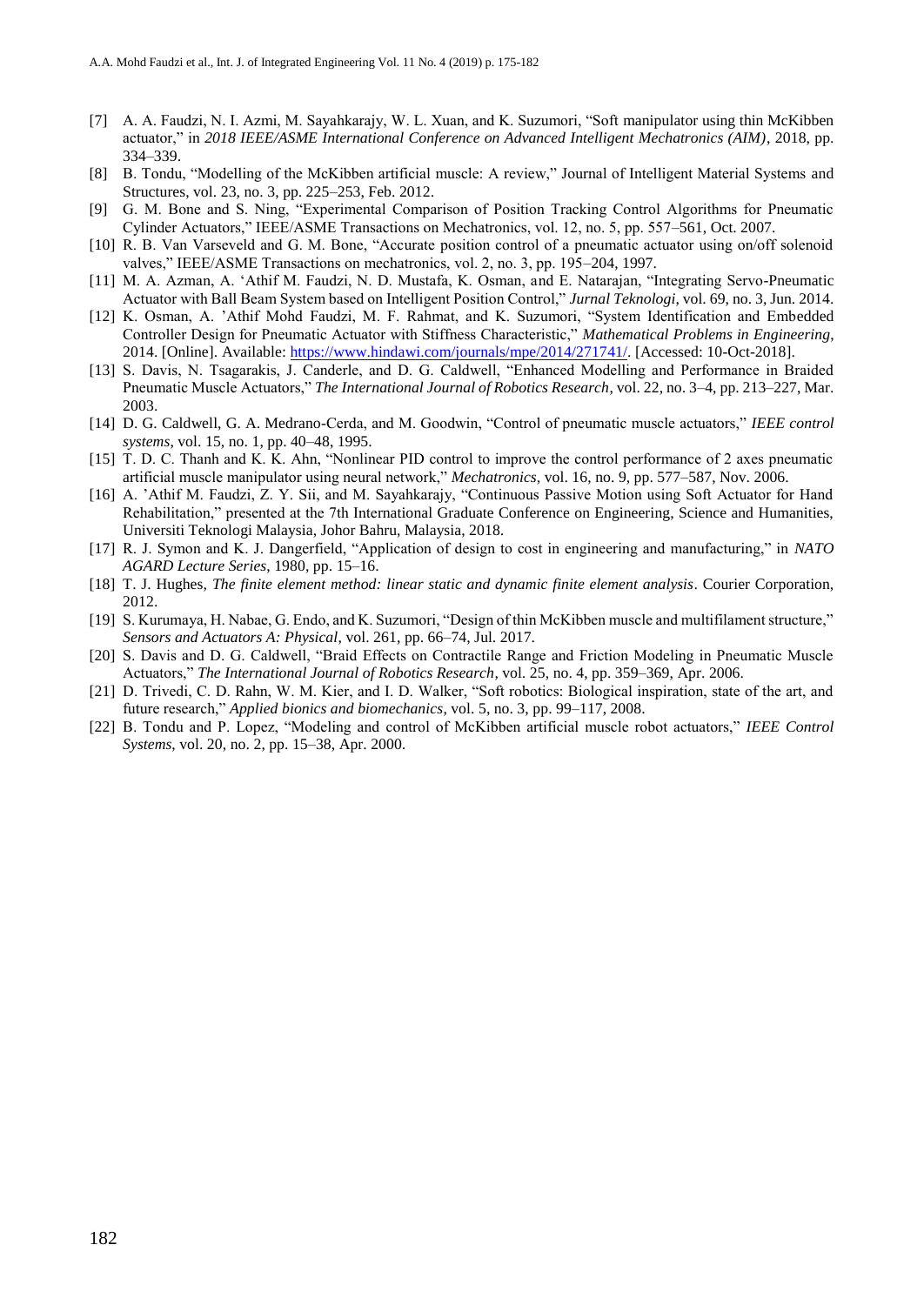[7] A. A. Faudzi, N. I. Azmi, M. Sayahkarajy, W. L. Xuan, and K. Suzumori, "Soft manipulator using thin McKibben actuator," in *2018 IEEE/ASME International Conference on Advanced Intelligent Mechatronics (AIM)*, 2018, pp. 334–339.

[8] B. Tondu, "Modelling of the McKibben artificial muscle: A review," Journal of Intelligent Material Systems and Structures, vol. 23, no. 3, pp. 225–253, Feb. 2012.

[9] G. M. Bone and S. Ning, "Experimental Comparison of Position Tracking Control Algorithms for Pneumatic Cylinder Actuators," IEEE/ASME Transactions on Mechatronics, vol. 12, no. 5, pp. 557–561, Oct. 2007.

[10] R. B. Van Varseveld and G. M. Bone, "Accurate position control of a pneumatic actuator using on/off solenoid valves," IEEE/ASME Transactions on mechatronics, vol. 2, no. 3, pp. 195–204, 1997.

[11] M. A. Azman, A. 'Athif M. Faudzi, N. D. Mustafa, K. Osman, and E. Natarajan, "Integrating Servo-Pneumatic Actuator with Ball Beam System based on Intelligent Position Control," *Jurnal Teknologi*, vol. 69, no. 3, Jun. 2014.

[12] K. Osman, A. 'Athif Mohd Faudzi, M. F. Rahmat, and K. Suzumori, "System Identification and Embedded Controller Design for Pneumatic Actuator with Stiffness Characteristic," *Mathematical Problems in Engineering*, 2014. [Online]. Available: https://www.hindawi.com/journals/mpe/2014/271741/. [Accessed: 10-Oct-2018].

[13] S. Davis, N. Tsagarakis, J. Canderle, and D. G. Caldwell, "Enhanced Modelling and Performance in Braided Pneumatic Muscle Actuators," *The International Journal of Robotics Research*, vol. 22, no. 3–4, pp. 213–227, Mar. 2003.

[14] D. G. Caldwell, G. A. Medrano-Cerda, and M. Goodwin, "Control of pneumatic muscle actuators," *IEEE control systems*, vol. 15, no. 1, pp. 40–48, 1995.

[15] T. D. C. Thanh and K. K. Ahn, "Nonlinear PID control to improve the control performance of 2 axes pneumatic artificial muscle manipulator using neural network," *Mechatronics*, vol. 16, no. 9, pp. 577–587, Nov. 2006.

[16] A. 'Athif M. Faudzi, Z. Y. Sii, and M. Sayahkarajy, "Continuous Passive Motion using Soft Actuator for Hand Rehabilitation," presented at the 7th International Graduate Conference on Engineering, Science and Humanities, Universiti Teknologi Malaysia, Johor Bahru, Malaysia, 2018.

[17] R. J. Symon and K. J. Dangerfield, "Application of design to cost in engineering and manufacturing," in *NATO AGARD Lecture Series*, 1980, pp. 15–16.

[18] T. J. Hughes, *The finite element method: linear static and dynamic finite element analysis*. Courier Corporation, 2012.

[19] S. Kurumaya, H. Nabae, G. Endo, and K. Suzumori, "Design of thin McKibben muscle and multifilament structure," *Sensors and Actuators A: Physical*, vol. 261, pp. 66–74, Jul. 2017.

[20] S. Davis and D. G. Caldwell, "Braid Effects on Contractile Range and Friction Modeling in Pneumatic Muscle Actuators," *The International Journal of Robotics Research*, vol. 25, no. 4, pp. 359–369, Apr. 2006.

[21] D. Trivedi, C. D. Rahn, W. M. Kier, and I. D. Walker, "Soft robotics: Biological inspiration, state of the art, and future research," *Applied bionics and biomechanics*, vol. 5, no. 3, pp. 99–117, 2008.

[22] B. Tondu and P. Lopez, "Modeling and control of McKibben artificial muscle robot actuators," *IEEE Control Systems*, vol. 20, no. 2, pp. 15–38, Apr. 2000.